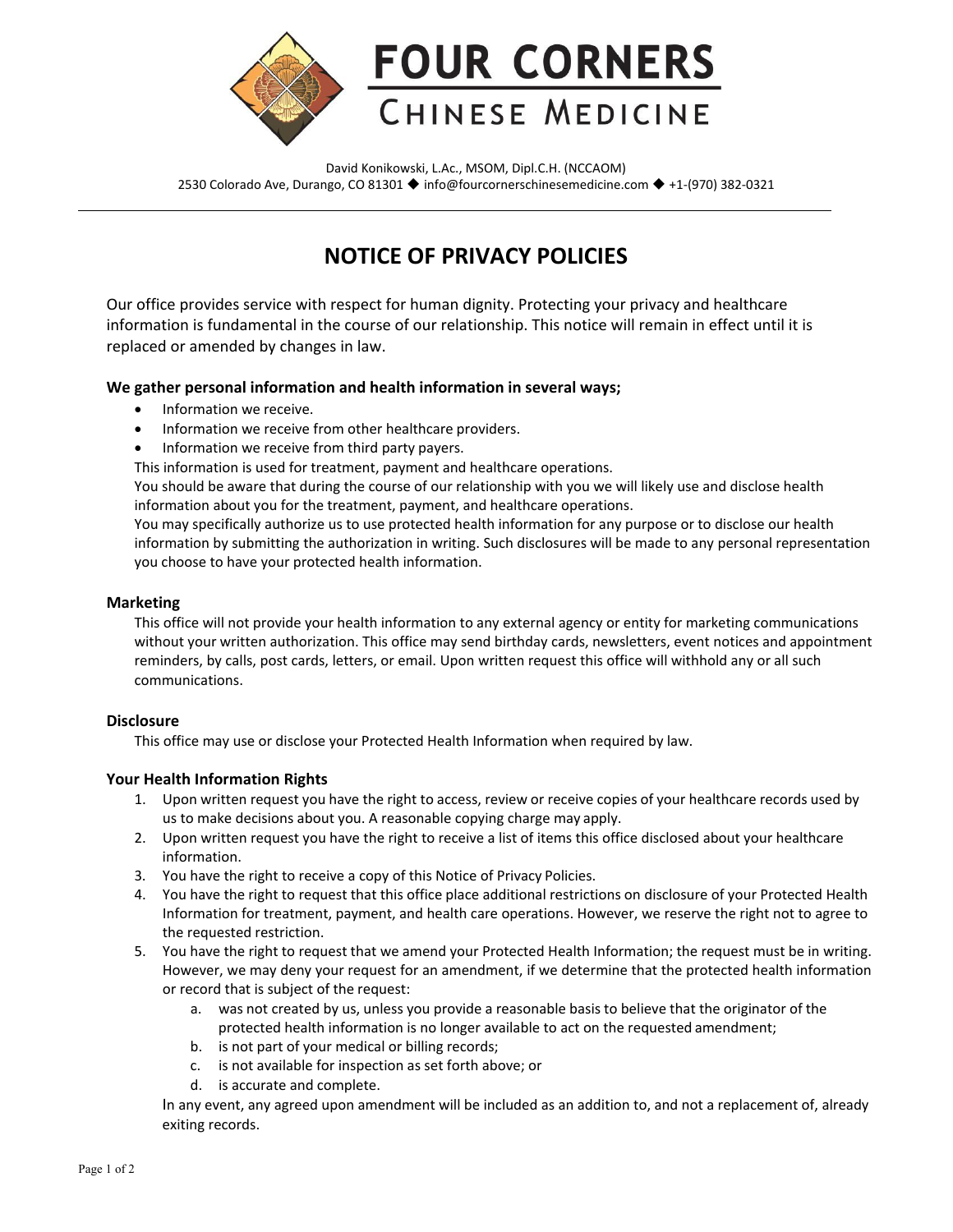# FOUR CORNERS
## CHINESE MEDICINE

David Konikowski, L.Ac., MSOM, Dipl.C.H. (NCCAOM)
2530 Colorado Ave, Durango, CO 81301 ◆ info@fourcornerschinesemedicine.com ◆ +1-(970) 382-0321

---

## NOTICE OF PRIVACY POLICIES

Our office provides service with respect for human dignity. Protecting your privacy and healthcare information is fundamental in the course of our relationship. This notice will remain in effect until it is replaced or amended by changes in law.

**We gather personal information and health information in several ways;**

- Information we receive.
- Information we receive from other healthcare providers.
- Information we receive from third party payers.

This information is used for treatment, payment and healthcare operations.

You should be aware that during the course of our relationship with you we will likely use and disclose health information about you for the treatment, payment, and healthcare operations.

You may specifically authorize us to use protected health information for any purpose or to disclose our health information by submitting the authorization in writing. Such disclosures will be made to any personal representation you choose to have your protected health information.

### Marketing

This office will not provide your health information to any external agency or entity for marketing communications without your written authorization. This office may send birthday cards, newsletters, event notices and appointment reminders, by calls, post cards, letters, or email. Upon written request this office will withhold any or all such communications.

### Disclosure

This office may use or disclose your Protected Health Information when required by law.

### Your Health Information Rights

1. Upon written request you have the right to access, review or receive copies of your healthcare records used by us to make decisions about you. A reasonable copying charge may apply.
2. Upon written request you have the right to receive a list of items this office disclosed about your healthcare information.
3. You have the right to receive a copy of this Notice of Privacy Policies.
4. You have the right to request that this office place additional restrictions on disclosure of your Protected Health Information for treatment, payment, and health care operations. However, we reserve the right not to agree to the requested restriction.
5. You have the right to request that we amend your Protected Health Information; the request must be in writing. However, we may deny your request for an amendment, if we determine that the protected health information or record that is subject of the request:
    a. was not created by us, unless you provide a reasonable basis to believe that the originator of the protected health information is no longer available to act on the requested amendment;
    b. is not part of your medical or billing records;
    c. is not available for inspection as set forth above; or
    d. is accurate and complete.

    In any event, any agreed upon amendment will be included as an addition to, and not a replacement of, already exiting records.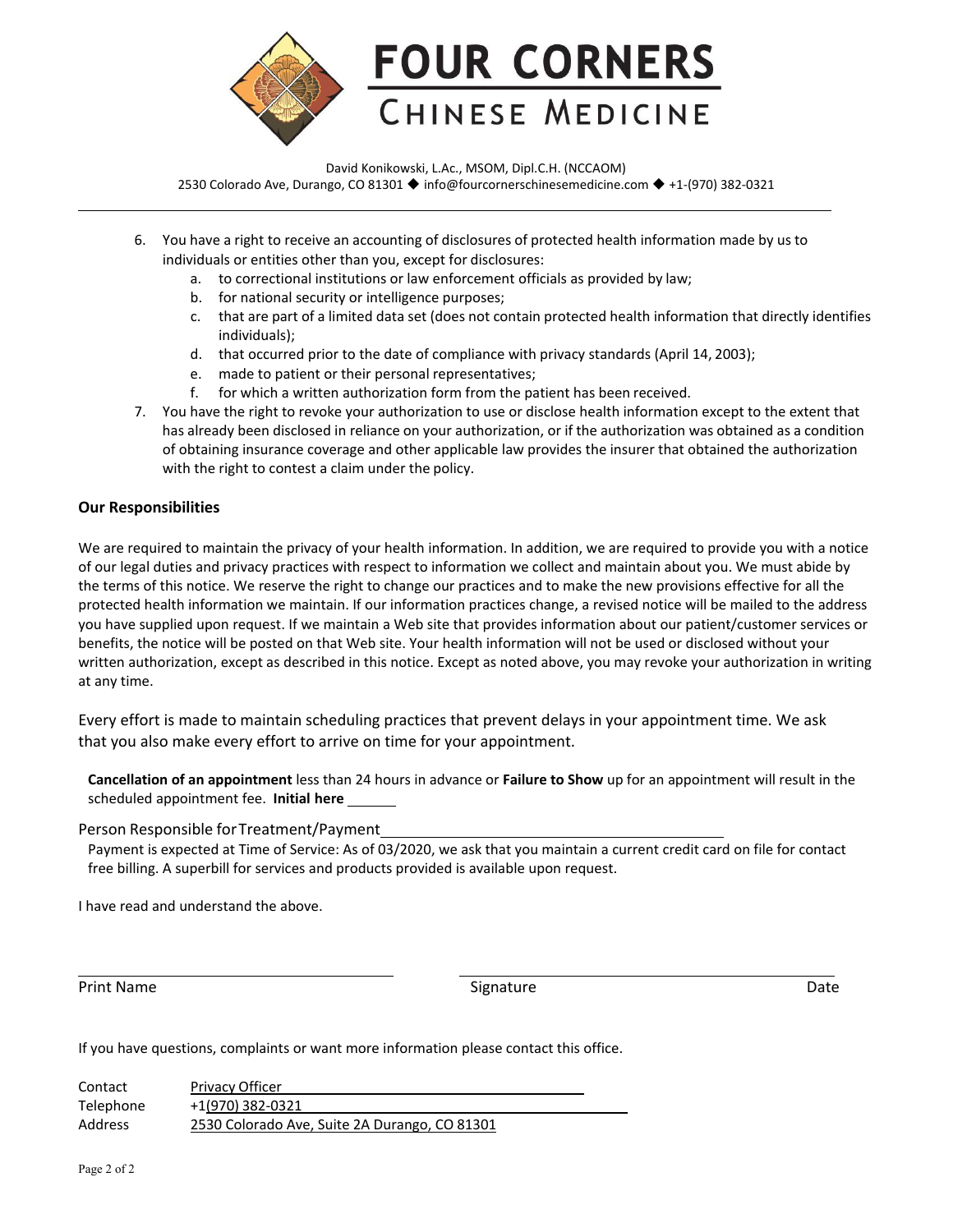# FOUR CORNERS
## CHINESE MEDICINE

David Konikowski, L.Ac., MSOM, Dipl.C.H. (NCCAOM)
2530 Colorado Ave, Durango, CO 81301 ◆ info@fourcornerschinesemedicine.com ◆ +1-(970) 382-0321

---

6. You have a right to receive an accounting of disclosures of protected health information made by us to individuals or entities other than you, except for disclosures:
   a. to correctional institutions or law enforcement officials as provided by law;
   b. for national security or intelligence purposes;
   c. that are part of a limited data set (does not contain protected health information that directly identifies individuals);
   d. that occurred prior to the date of compliance with privacy standards (April 14, 2003);
   e. made to patient or their personal representatives;
   f. for which a written authorization form from the patient has been received.
7. You have the right to revoke your authorization to use or disclose health information except to the extent that has already been disclosed in reliance on your authorization, or if the authorization was obtained as a condition of obtaining insurance coverage and other applicable law provides the insurer that obtained the authorization with the right to contest a claim under the policy.

**Our Responsibilities**

We are required to maintain the privacy of your health information. In addition, we are required to provide you with a notice of our legal duties and privacy practices with respect to information we collect and maintain about you. We must abide by the terms of this notice. We reserve the right to change our practices and to make the new provisions effective for all the protected health information we maintain. If our information practices change, a revised notice will be mailed to the address you have supplied upon request. If we maintain a Web site that provides information about our patient/customer services or benefits, the notice will be posted on that Web site. Your health information will not be used or disclosed without your written authorization, except as described in this notice. Except as noted above, you may revoke your authorization in writing at any time.

Every effort is made to maintain scheduling practices that prevent delays in your appointment time. We ask that you also make every effort to arrive on time for your appointment.

**Cancellation of an appointment** less than 24 hours in advance or **Failure to Show** up for an appointment will result in the scheduled appointment fee. **Initial here** ______

Person Responsible for Treatment/Payment ____________________

Payment is expected at Time of Service: As of 03/2020, we ask that you maintain a current credit card on file for contact free billing. A superbill for services and products provided is available upon request.

I have read and understand the above.

____________________ ____________________

Print Name Signature Date

If you have questions, complaints or want more information please contact this office.

| | |
|---|---|
| Contact | Privacy Officer |
| Telephone | +1(970) 382-0321 |
| Address | 2530 Colorado Ave, Suite 2A Durango, CO 81301 |